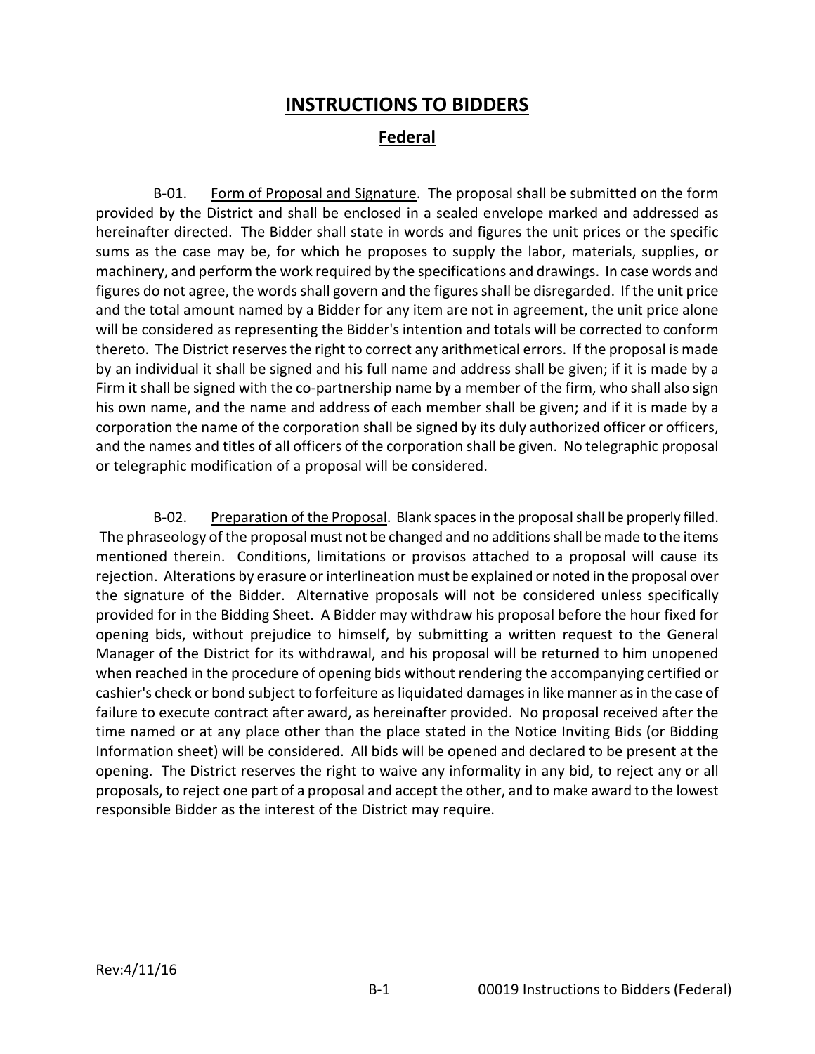# INSTRUCTIONS TO BIDDERS

## Federal

B-01. Form of Proposal and Signature. The proposal shall be submitted on the form provided by the District and shall be enclosed in a sealed envelope marked and addressed as hereinafter directed. The Bidder shall state in words and figures the unit prices or the specific sums as the case may be, for which he proposes to supply the labor, materials, supplies, or machinery, and perform the work required by the specifications and drawings. In case words and figures do not agree, the words shall govern and the figures shall be disregarded. If the unit price and the total amount named by a Bidder for any item are not in agreement, the unit price alone will be considered as representing the Bidder's intention and totals will be corrected to conform thereto. The District reserves the right to correct any arithmetical errors. If the proposal is made by an individual it shall be signed and his full name and address shall be given; if it is made by a Firm it shall be signed with the co-partnership name by a member of the firm, who shall also sign his own name, and the name and address of each member shall be given; and if it is made by a corporation the name of the corporation shall be signed by its duly authorized officer or officers, and the names and titles of all officers of the corporation shall be given. No telegraphic proposal or telegraphic modification of a proposal will be considered.

B-02. Preparation of the Proposal. Blank spaces in the proposal shall be properly filled. The phraseology of the proposal must not be changed and no additions shall be made to the items mentioned therein. Conditions, limitations or provisos attached to a proposal will cause its rejection. Alterations by erasure or interlineation must be explained or noted in the proposal over the signature of the Bidder. Alternative proposals will not be considered unless specifically provided for in the Bidding Sheet. A Bidder may withdraw his proposal before the hour fixed for opening bids, without prejudice to himself, by submitting a written request to the General Manager of the District for its withdrawal, and his proposal will be returned to him unopened when reached in the procedure of opening bids without rendering the accompanying certified or cashier's check or bond subject to forfeiture as liquidated damages in like manner as in the case of failure to execute contract after award, as hereinafter provided. No proposal received after the time named or at any place other than the place stated in the Notice Inviting Bids (or Bidding Information sheet) will be considered. All bids will be opened and declared to be present at the opening. The District reserves the right to waive any informality in any bid, to reject any or all proposals, to reject one part of a proposal and accept the other, and to make award to the lowest responsible Bidder as the interest of the District may require.

Rev:4/11/16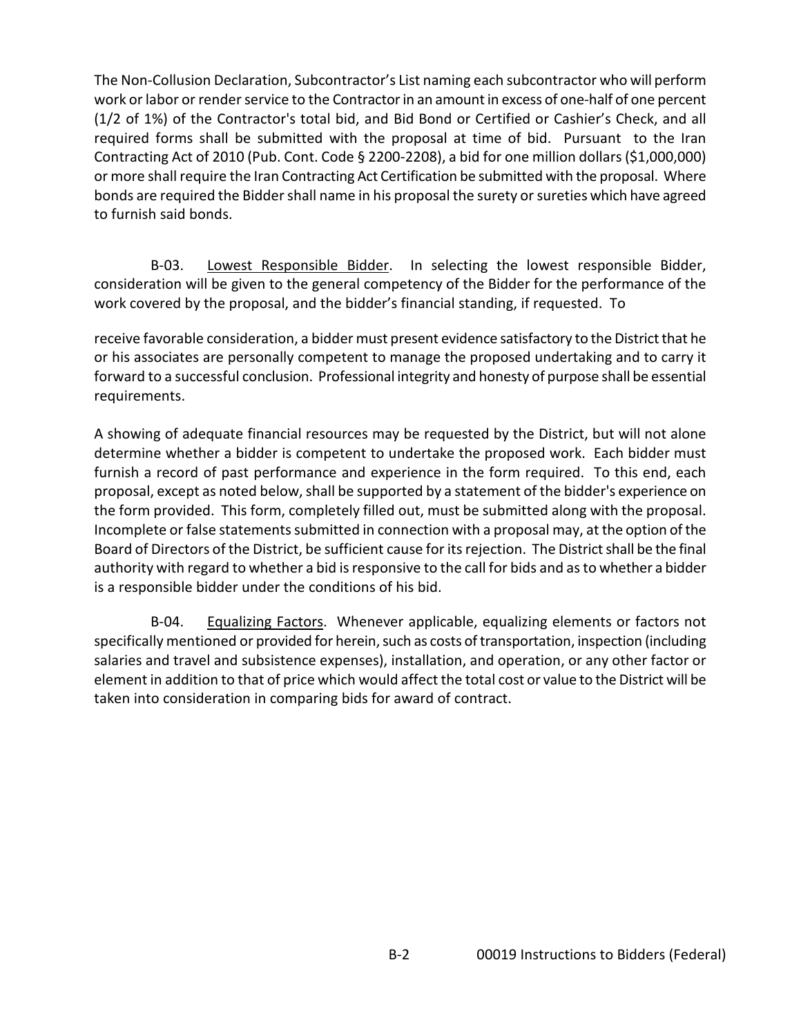The Non-Collusion Declaration, Subcontractor's List naming each subcontractor who will perform work or labor or render service to the Contractor in an amount in excess of one-half of one percent (1/2 of 1%) of the Contractor's total bid, and Bid Bond or Certified or Cashier's Check, and all required forms shall be submitted with the proposal at time of bid. Pursuant to the Iran Contracting Act of 2010 (Pub. Cont. Code § 2200-2208), a bid for one million dollars ($1,000,000) or more shall require the Iran Contracting Act Certification be submitted with the proposal. Where bonds are required the Bidder shall name in his proposal the surety or sureties which have agreed to furnish said bonds.

B-03. Lowest Responsible Bidder. In selecting the lowest responsible Bidder, consideration will be given to the general competency of the Bidder for the performance of the work covered by the proposal, and the bidder's financial standing, if requested. To receive favorable consideration, a bidder must present evidence satisfactory to the District that he or his associates are personally competent to manage the proposed undertaking and to carry it forward to a successful conclusion. Professional integrity and honesty of purpose shall be essential requirements.

A showing of adequate financial resources may be requested by the District, but will not alone determine whether a bidder is competent to undertake the proposed work. Each bidder must furnish a record of past performance and experience in the form required. To this end, each proposal, except as noted below, shall be supported by a statement of the bidder's experience on the form provided. This form, completely filled out, must be submitted along with the proposal. Incomplete or false statements submitted in connection with a proposal may, at the option of the Board of Directors of the District, be sufficient cause for its rejection. The District shall be the final authority with regard to whether a bid is responsive to the call for bids and as to whether a bidder is a responsible bidder under the conditions of his bid.

B-04. Equalizing Factors. Whenever applicable, equalizing elements or factors not specifically mentioned or provided for herein, such as costs of transportation, inspection (including salaries and travel and subsistence expenses), installation, and operation, or any other factor or element in addition to that of price which would affect the total cost or value to the District will be taken into consideration in comparing bids for award of contract.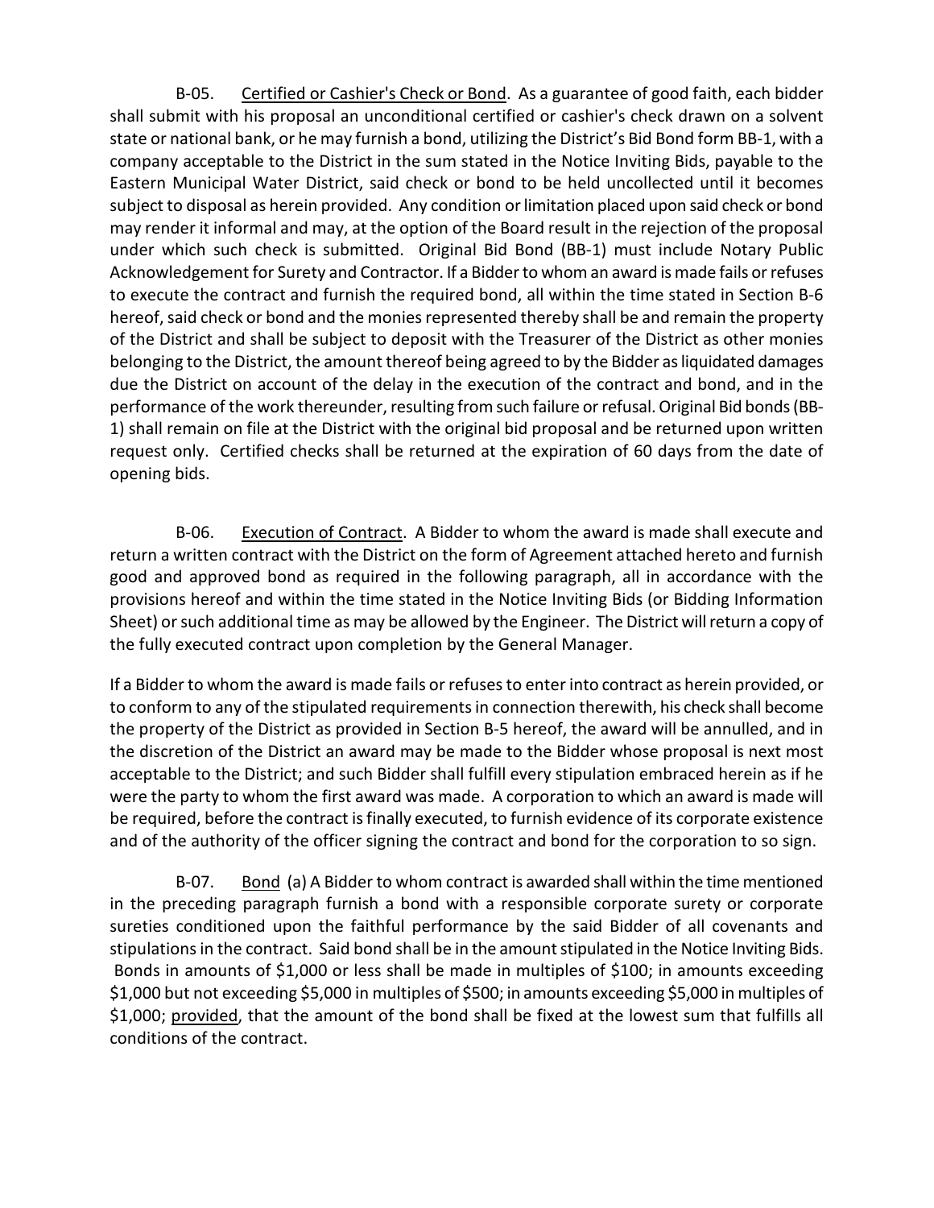B-05. Certified or Cashier's Check or Bond. As a guarantee of good faith, each bidder shall submit with his proposal an unconditional certified or cashier's check drawn on a solvent state or national bank, or he may furnish a bond, utilizing the District's Bid Bond form BB-1, with a company acceptable to the District in the sum stated in the Notice Inviting Bids, payable to the Eastern Municipal Water District, said check or bond to be held uncollected until it becomes subject to disposal as herein provided. Any condition or limitation placed upon said check or bond may render it informal and may, at the option of the Board result in the rejection of the proposal under which such check is submitted. Original Bid Bond (BB-1) must include Notary Public Acknowledgement for Surety and Contractor. If a Bidder to whom an award is made fails or refuses to execute the contract and furnish the required bond, all within the time stated in Section B-6 hereof, said check or bond and the monies represented thereby shall be and remain the property of the District and shall be subject to deposit with the Treasurer of the District as other monies belonging to the District, the amount thereof being agreed to by the Bidder as liquidated damages due the District on account of the delay in the execution of the contract and bond, and in the performance of the work thereunder, resulting from such failure or refusal. Original Bid bonds (BB-1) shall remain on file at the District with the original bid proposal and be returned upon written request only. Certified checks shall be returned at the expiration of 60 days from the date of opening bids.

B-06. Execution of Contract. A Bidder to whom the award is made shall execute and return a written contract with the District on the form of Agreement attached hereto and furnish good and approved bond as required in the following paragraph, all in accordance with the provisions hereof and within the time stated in the Notice Inviting Bids (or Bidding Information Sheet) or such additional time as may be allowed by the Engineer. The District will return a copy of the fully executed contract upon completion by the General Manager.

If a Bidder to whom the award is made fails or refuses to enter into contract as herein provided, or to conform to any of the stipulated requirements in connection therewith, his check shall become the property of the District as provided in Section B-5 hereof, the award will be annulled, and in the discretion of the District an award may be made to the Bidder whose proposal is next most acceptable to the District; and such Bidder shall fulfill every stipulation embraced herein as if he were the party to whom the first award was made. A corporation to which an award is made will be required, before the contract is finally executed, to furnish evidence of its corporate existence and of the authority of the officer signing the contract and bond for the corporation to so sign.

B-07. Bond (a) A Bidder to whom contract is awarded shall within the time mentioned in the preceding paragraph furnish a bond with a responsible corporate surety or corporate sureties conditioned upon the faithful performance by the said Bidder of all covenants and stipulations in the contract. Said bond shall be in the amount stipulated in the Notice Inviting Bids. Bonds in amounts of $1,000 or less shall be made in multiples of $100; in amounts exceeding $1,000 but not exceeding $5,000 in multiples of $500; in amounts exceeding $5,000 in multiples of $1,000; provided, that the amount of the bond shall be fixed at the lowest sum that fulfills all conditions of the contract.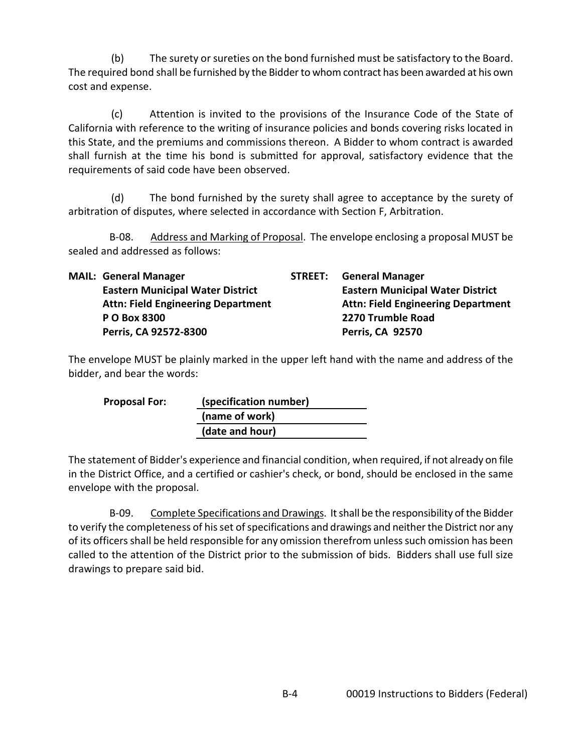(b) The surety or sureties on the bond furnished must be satisfactory to the Board. The required bond shall be furnished by the Bidder to whom contract has been awarded at his own cost and expense.

(c) Attention is invited to the provisions of the Insurance Code of the State of California with reference to the writing of insurance policies and bonds covering risks located in this State, and the premiums and commissions thereon. A Bidder to whom contract is awarded shall furnish at the time his bond is submitted for approval, satisfactory evidence that the requirements of said code have been observed.

(d) The bond furnished by the surety shall agree to acceptance by the surety of arbitration of disputes, where selected in accordance with Section F, Arbitration.

B-08. Address and Marking of Proposal. The envelope enclosing a proposal MUST be sealed and addressed as follows:

| **MAIL:** | **STREET:** |
|---|---|
| **General Manager** | **General Manager** |
| **Eastern Municipal Water District** | **Eastern Municipal Water District** |
| **Attn: Field Engineering Department** | **Attn: Field Engineering Department** |
| **P O Box 8300** | **2270 Trumble Road** |
| **Perris, CA 92572-8300** | **Perris, CA 92570** |

The envelope MUST be plainly marked in the upper left hand with the name and address of the bidder, and bear the words:

**Proposal For:** **(specification number)**
**(name of work)**
**(date and hour)**

The statement of Bidder's experience and financial condition, when required, if not already on file in the District Office, and a certified or cashier's check, or bond, should be enclosed in the same envelope with the proposal.

B-09. Complete Specifications and Drawings. It shall be the responsibility of the Bidder to verify the completeness of his set of specifications and drawings and neither the District nor any of its officers shall be held responsible for any omission therefrom unless such omission has been called to the attention of the District prior to the submission of bids. Bidders shall use full size drawings to prepare said bid.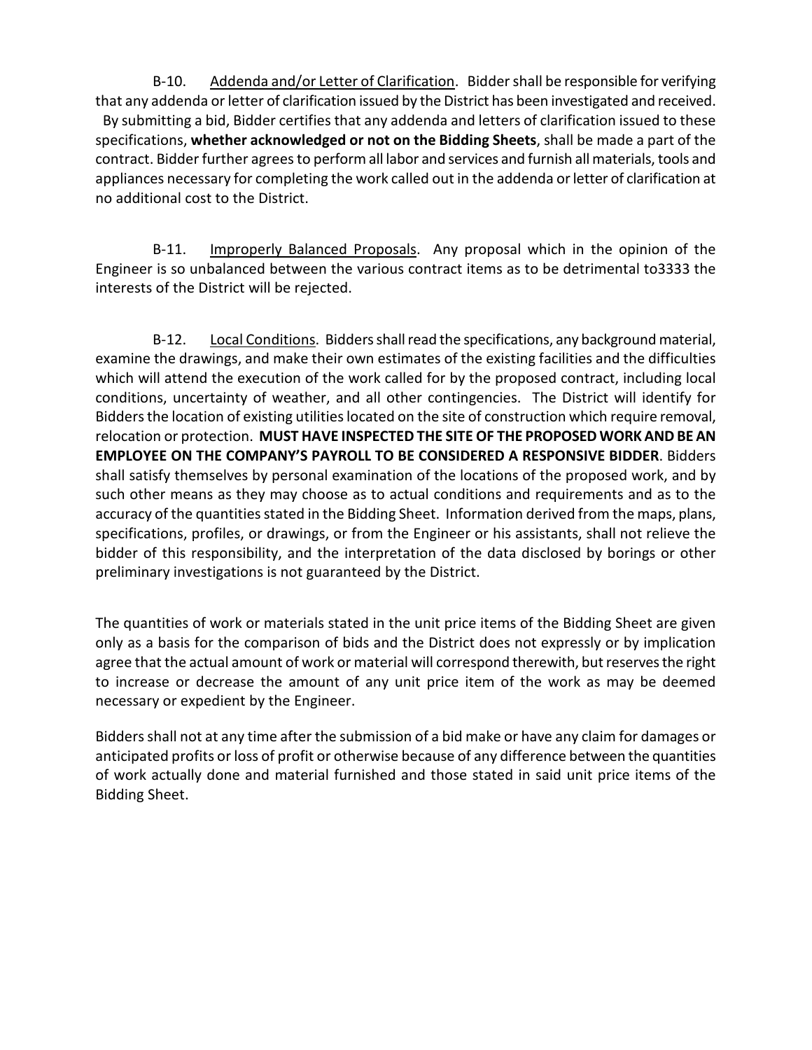B-10. Addenda and/or Letter of Clarification. Bidder shall be responsible for verifying that any addenda or letter of clarification issued by the District has been investigated and received. By submitting a bid, Bidder certifies that any addenda and letters of clarification issued to these specifications, **whether acknowledged or not on the Bidding Sheets**, shall be made a part of the contract. Bidder further agrees to perform all labor and services and furnish all materials, tools and appliances necessary for completing the work called out in the addenda or letter of clarification at no additional cost to the District.

B-11. Improperly Balanced Proposals. Any proposal which in the opinion of the Engineer is so unbalanced between the various contract items as to be detrimental to3333 the interests of the District will be rejected.

B-12. Local Conditions. Bidders shall read the specifications, any background material, examine the drawings, and make their own estimates of the existing facilities and the difficulties which will attend the execution of the work called for by the proposed contract, including local conditions, uncertainty of weather, and all other contingencies. The District will identify for Bidders the location of existing utilities located on the site of construction which require removal, relocation or protection. **MUST HAVE INSPECTED THE SITE OF THE PROPOSED WORK AND BE AN EMPLOYEE ON THE COMPANY'S PAYROLL TO BE CONSIDERED A RESPONSIVE BIDDER**. Bidders shall satisfy themselves by personal examination of the locations of the proposed work, and by such other means as they may choose as to actual conditions and requirements and as to the accuracy of the quantities stated in the Bidding Sheet. Information derived from the maps, plans, specifications, profiles, or drawings, or from the Engineer or his assistants, shall not relieve the bidder of this responsibility, and the interpretation of the data disclosed by borings or other preliminary investigations is not guaranteed by the District.

The quantities of work or materials stated in the unit price items of the Bidding Sheet are given only as a basis for the comparison of bids and the District does not expressly or by implication agree that the actual amount of work or material will correspond therewith, but reserves the right to increase or decrease the amount of any unit price item of the work as may be deemed necessary or expedient by the Engineer.

Bidders shall not at any time after the submission of a bid make or have any claim for damages or anticipated profits or loss of profit or otherwise because of any difference between the quantities of work actually done and material furnished and those stated in said unit price items of the Bidding Sheet.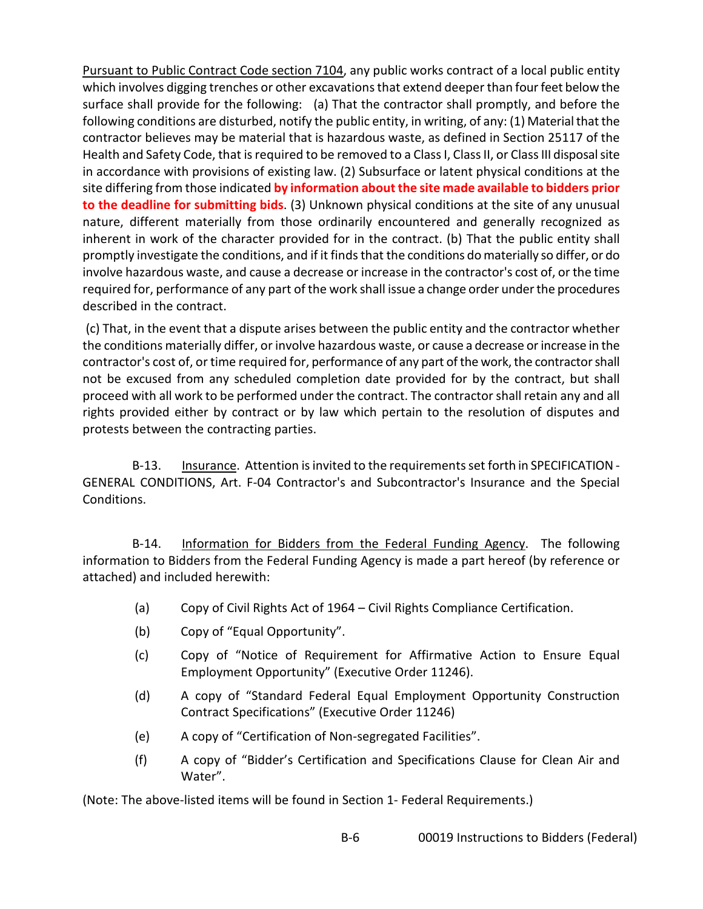Pursuant to Public Contract Code section 7104, any public works contract of a local public entity which involves digging trenches or other excavations that extend deeper than four feet below the surface shall provide for the following: (a) That the contractor shall promptly, and before the following conditions are disturbed, notify the public entity, in writing, of any: (1) Material that the contractor believes may be material that is hazardous waste, as defined in Section 25117 of the Health and Safety Code, that is required to be removed to a Class I, Class II, or Class III disposal site in accordance with provisions of existing law. (2) Subsurface or latent physical conditions at the site differing from those indicated **by information about the site made available to bidders prior to the deadline for submitting bids**. (3) Unknown physical conditions at the site of any unusual nature, different materially from those ordinarily encountered and generally recognized as inherent in work of the character provided for in the contract. (b) That the public entity shall promptly investigate the conditions, and if it finds that the conditions do materially so differ, or do involve hazardous waste, and cause a decrease or increase in the contractor's cost of, or the time required for, performance of any part of the work shall issue a change order under the procedures described in the contract.

(c) That, in the event that a dispute arises between the public entity and the contractor whether the conditions materially differ, or involve hazardous waste, or cause a decrease or increase in the contractor's cost of, or time required for, performance of any part of the work, the contractor shall not be excused from any scheduled completion date provided for by the contract, but shall proceed with all work to be performed under the contract. The contractor shall retain any and all rights provided either by contract or by law which pertain to the resolution of disputes and protests between the contracting parties.

B-13. Insurance. Attention is invited to the requirements set forth in SPECIFICATION - GENERAL CONDITIONS, Art. F-04 Contractor's and Subcontractor's Insurance and the Special Conditions.

B-14. Information for Bidders from the Federal Funding Agency. The following information to Bidders from the Federal Funding Agency is made a part hereof (by reference or attached) and included herewith:

(a) Copy of Civil Rights Act of 1964 – Civil Rights Compliance Certification.

(b) Copy of “Equal Opportunity”.

(c) Copy of “Notice of Requirement for Affirmative Action to Ensure Equal Employment Opportunity” (Executive Order 11246).

(d) A copy of “Standard Federal Equal Employment Opportunity Construction Contract Specifications” (Executive Order 11246)

(e) A copy of “Certification of Non-segregated Facilities”.

(f) A copy of “Bidder’s Certification and Specifications Clause for Clean Air and Water”.

(Note: The above-listed items will be found in Section 1- Federal Requirements.)